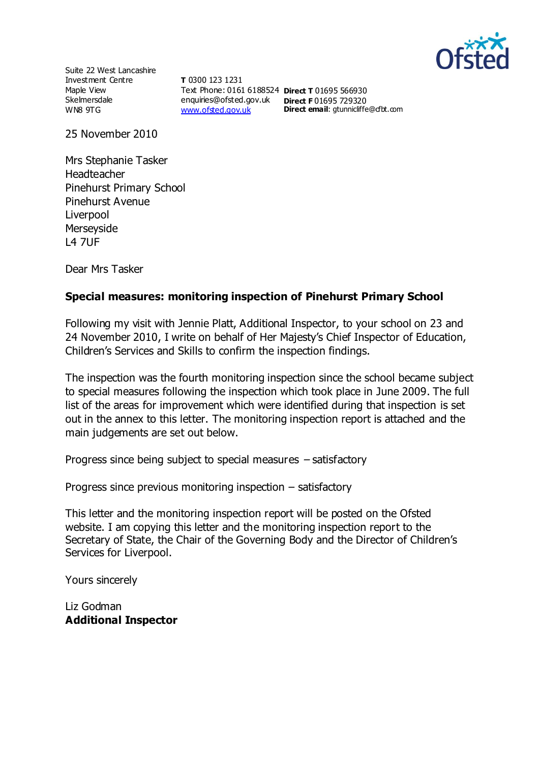Suite 22 West Lancashire
Investment Centre
Maple View
Skelmersdale
WN8 9TG

**T** 0300 123 1231
Text Phone: 0161 6188524
enquiries@ofsted.gov.uk
www.ofsted.gov.uk

**Direct T** 01695 566930
**Direct F** 01695 729320
**Direct email**: gtunnicliffe@cfbt.com

25 November 2010

Mrs Stephanie Tasker
Headteacher
Pinehurst Primary School
Pinehurst Avenue
Liverpool
Merseyside
L4 7UF

Dear Mrs Tasker

**Special measures: monitoring inspection of Pinehurst Primary School**

Following my visit with Jennie Platt, Additional Inspector, to your school on 23 and 24 November 2010, I write on behalf of Her Majesty's Chief Inspector of Education, Children's Services and Skills to confirm the inspection findings.

The inspection was the fourth monitoring inspection since the school became subject to special measures following the inspection which took place in June 2009. The full list of the areas for improvement which were identified during that inspection is set out in the annex to this letter. The monitoring inspection report is attached and the main judgements are set out below.

Progress since being subject to special measures – satisfactory

Progress since previous monitoring inspection – satisfactory

This letter and the monitoring inspection report will be posted on the Ofsted website. I am copying this letter and the monitoring inspection report to the Secretary of State, the Chair of the Governing Body and the Director of Children's Services for Liverpool.

Yours sincerely

Liz Godman
**Additional Inspector**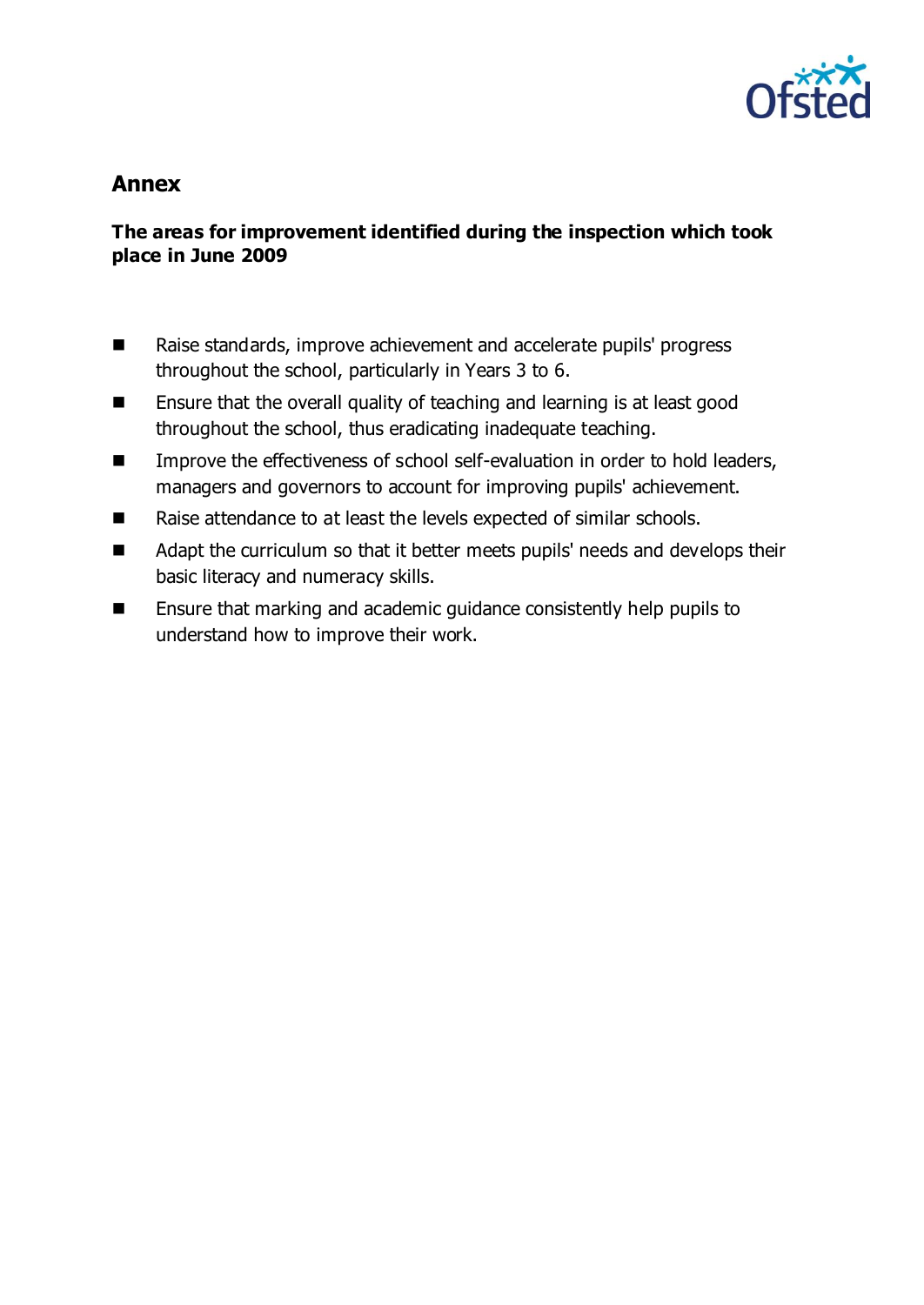## Annex

**The areas for improvement identified during the inspection which took place in June 2009**

- Raise standards, improve achievement and accelerate pupils' progress throughout the school, particularly in Years 3 to 6.
- Ensure that the overall quality of teaching and learning is at least good throughout the school, thus eradicating inadequate teaching.
- Improve the effectiveness of school self-evaluation in order to hold leaders, managers and governors to account for improving pupils' achievement.
- Raise attendance to at least the levels expected of similar schools.
- Adapt the curriculum so that it better meets pupils' needs and develops their basic literacy and numeracy skills.
- Ensure that marking and academic guidance consistently help pupils to understand how to improve their work.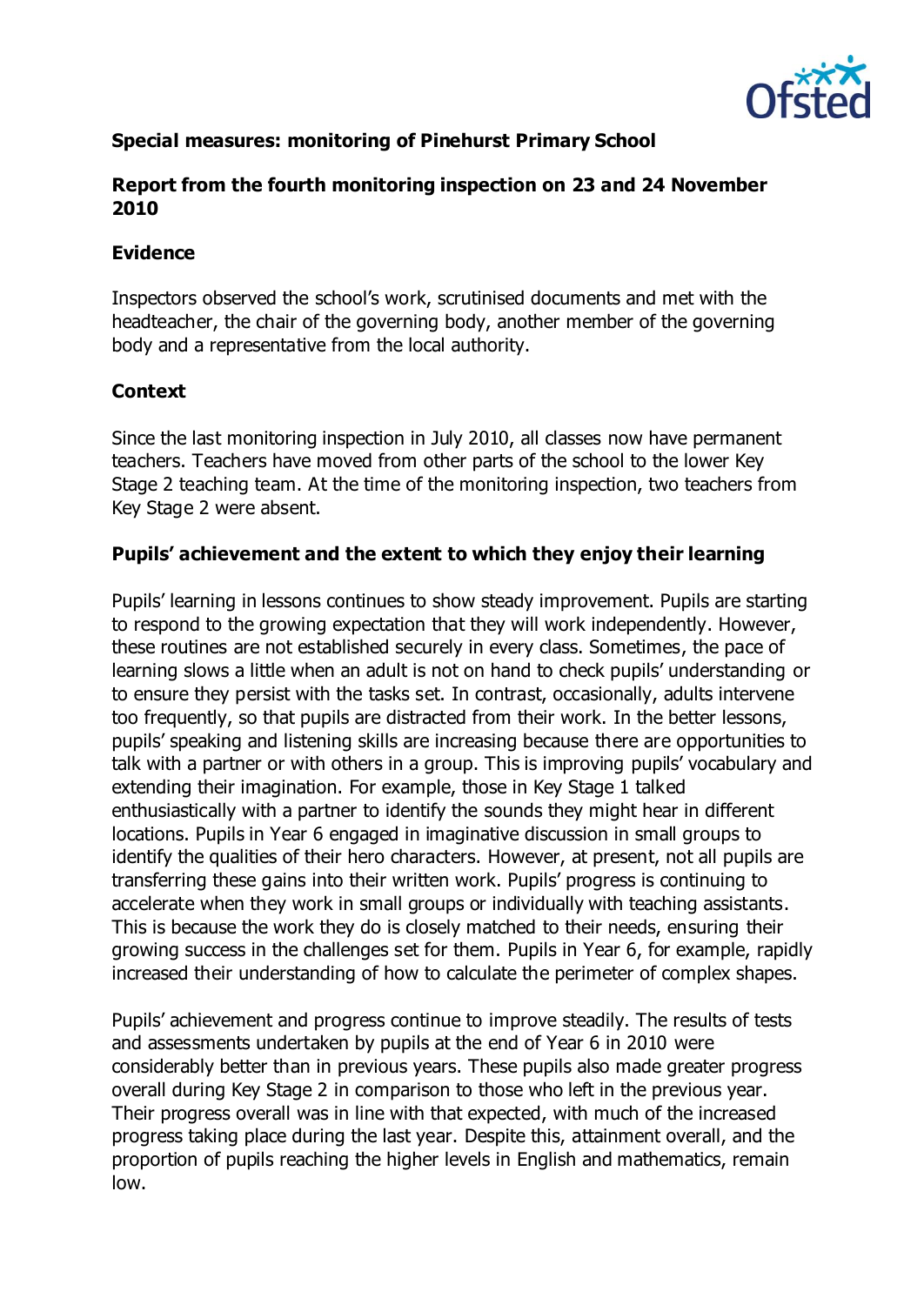**Special measures: monitoring of Pinehurst Primary School**

**Report from the fourth monitoring inspection on 23 and 24 November 2010**

**Evidence**

Inspectors observed the school's work, scrutinised documents and met with the headteacher, the chair of the governing body, another member of the governing body and a representative from the local authority.

**Context**

Since the last monitoring inspection in July 2010, all classes now have permanent teachers. Teachers have moved from other parts of the school to the lower Key Stage 2 teaching team. At the time of the monitoring inspection, two teachers from Key Stage 2 were absent.

**Pupils' achievement and the extent to which they enjoy their learning**

Pupils' learning in lessons continues to show steady improvement. Pupils are starting to respond to the growing expectation that they will work independently. However, these routines are not established securely in every class. Sometimes, the pace of learning slows a little when an adult is not on hand to check pupils' understanding or to ensure they persist with the tasks set. In contrast, occasionally, adults intervene too frequently, so that pupils are distracted from their work. In the better lessons, pupils' speaking and listening skills are increasing because there are opportunities to talk with a partner or with others in a group. This is improving pupils' vocabulary and extending their imagination. For example, those in Key Stage 1 talked enthusiastically with a partner to identify the sounds they might hear in different locations. Pupils in Year 6 engaged in imaginative discussion in small groups to identify the qualities of their hero characters. However, at present, not all pupils are transferring these gains into their written work. Pupils' progress is continuing to accelerate when they work in small groups or individually with teaching assistants. This is because the work they do is closely matched to their needs, ensuring their growing success in the challenges set for them. Pupils in Year 6, for example, rapidly increased their understanding of how to calculate the perimeter of complex shapes.

Pupils' achievement and progress continue to improve steadily. The results of tests and assessments undertaken by pupils at the end of Year 6 in 2010 were considerably better than in previous years. These pupils also made greater progress overall during Key Stage 2 in comparison to those who left in the previous year. Their progress overall was in line with that expected, with much of the increased progress taking place during the last year. Despite this, attainment overall, and the proportion of pupils reaching the higher levels in English and mathematics, remain low.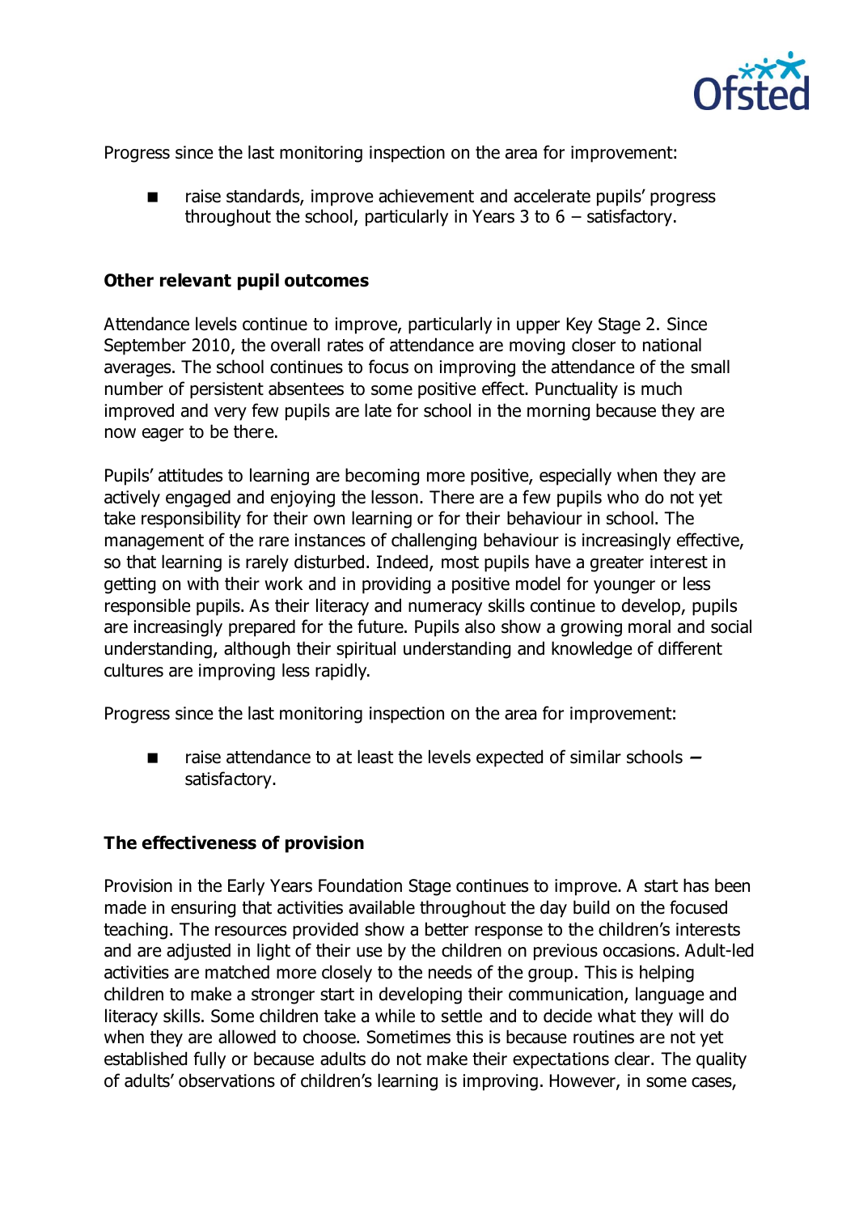Progress since the last monitoring inspection on the area for improvement:

- raise standards, improve achievement and accelerate pupils' progress throughout the school, particularly in Years 3 to 6 – satisfactory.

### Other relevant pupil outcomes

Attendance levels continue to improve, particularly in upper Key Stage 2. Since September 2010, the overall rates of attendance are moving closer to national averages. The school continues to focus on improving the attendance of the small number of persistent absentees to some positive effect. Punctuality is much improved and very few pupils are late for school in the morning because they are now eager to be there.

Pupils' attitudes to learning are becoming more positive, especially when they are actively engaged and enjoying the lesson. There are a few pupils who do not yet take responsibility for their own learning or for their behaviour in school. The management of the rare instances of challenging behaviour is increasingly effective, so that learning is rarely disturbed. Indeed, most pupils have a greater interest in getting on with their work and in providing a positive model for younger or less responsible pupils. As their literacy and numeracy skills continue to develop, pupils are increasingly prepared for the future. Pupils also show a growing moral and social understanding, although their spiritual understanding and knowledge of different cultures are improving less rapidly.

Progress since the last monitoring inspection on the area for improvement:

- raise attendance to at least the levels expected of similar schools – satisfactory.

### The effectiveness of provision

Provision in the Early Years Foundation Stage continues to improve. A start has been made in ensuring that activities available throughout the day build on the focused teaching. The resources provided show a better response to the children's interests and are adjusted in light of their use by the children on previous occasions. Adult-led activities are matched more closely to the needs of the group. This is helping children to make a stronger start in developing their communication, language and literacy skills. Some children take a while to settle and to decide what they will do when they are allowed to choose. Sometimes this is because routines are not yet established fully or because adults do not make their expectations clear. The quality of adults' observations of children's learning is improving. However, in some cases,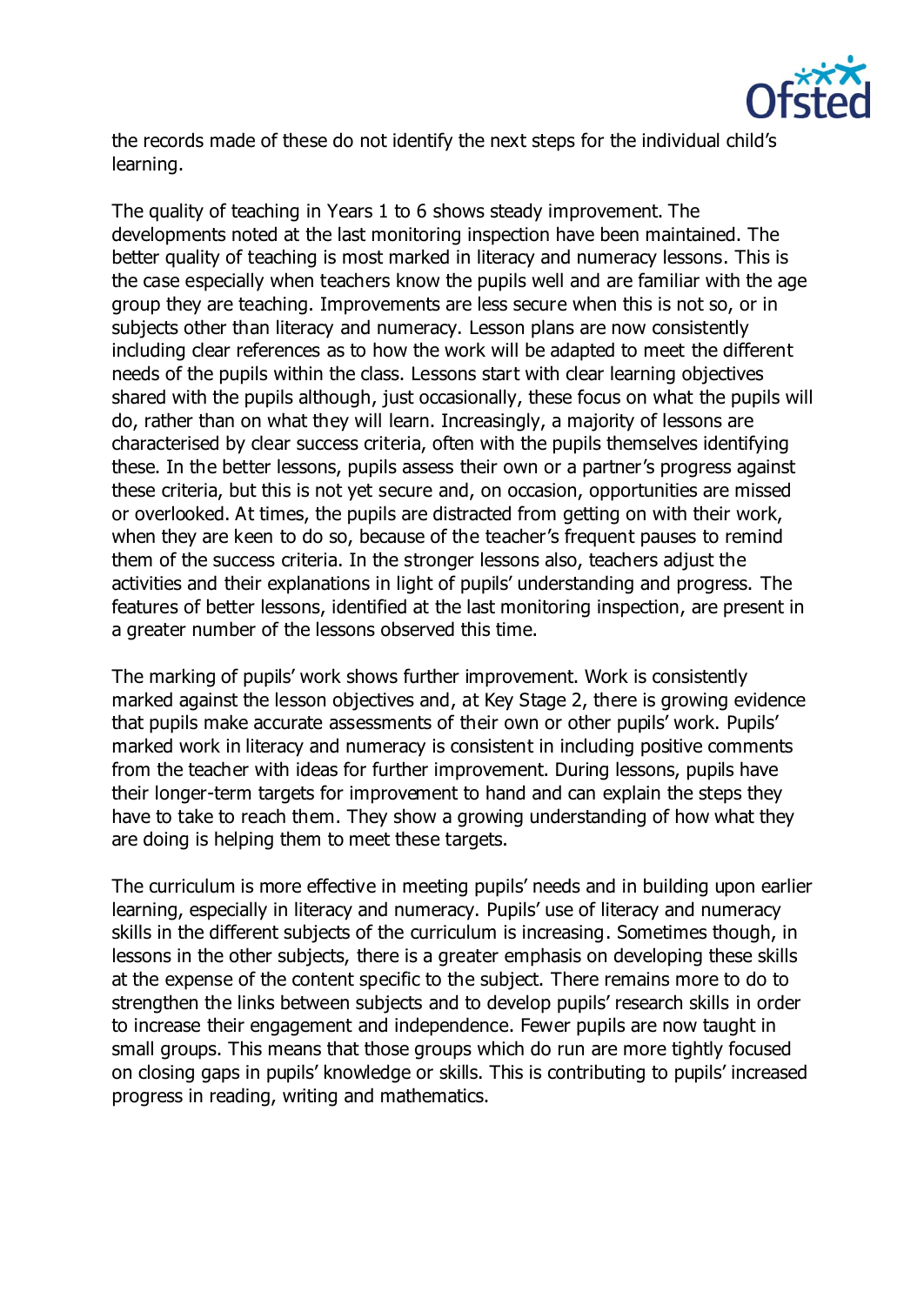the records made of these do not identify the next steps for the individual child's learning.

The quality of teaching in Years 1 to 6 shows steady improvement. The developments noted at the last monitoring inspection have been maintained. The better quality of teaching is most marked in literacy and numeracy lessons. This is the case especially when teachers know the pupils well and are familiar with the age group they are teaching. Improvements are less secure when this is not so, or in subjects other than literacy and numeracy. Lesson plans are now consistently including clear references as to how the work will be adapted to meet the different needs of the pupils within the class. Lessons start with clear learning objectives shared with the pupils although, just occasionally, these focus on what the pupils will do, rather than on what they will learn. Increasingly, a majority of lessons are characterised by clear success criteria, often with the pupils themselves identifying these. In the better lessons, pupils assess their own or a partner's progress against these criteria, but this is not yet secure and, on occasion, opportunities are missed or overlooked. At times, the pupils are distracted from getting on with their work, when they are keen to do so, because of the teacher's frequent pauses to remind them of the success criteria. In the stronger lessons also, teachers adjust the activities and their explanations in light of pupils' understanding and progress. The features of better lessons, identified at the last monitoring inspection, are present in a greater number of the lessons observed this time.

The marking of pupils' work shows further improvement. Work is consistently marked against the lesson objectives and, at Key Stage 2, there is growing evidence that pupils make accurate assessments of their own or other pupils' work. Pupils' marked work in literacy and numeracy is consistent in including positive comments from the teacher with ideas for further improvement. During lessons, pupils have their longer-term targets for improvement to hand and can explain the steps they have to take to reach them. They show a growing understanding of how what they are doing is helping them to meet these targets.

The curriculum is more effective in meeting pupils' needs and in building upon earlier learning, especially in literacy and numeracy. Pupils' use of literacy and numeracy skills in the different subjects of the curriculum is increasing. Sometimes though, in lessons in the other subjects, there is a greater emphasis on developing these skills at the expense of the content specific to the subject. There remains more to do to strengthen the links between subjects and to develop pupils' research skills in order to increase their engagement and independence. Fewer pupils are now taught in small groups. This means that those groups which do run are more tightly focused on closing gaps in pupils' knowledge or skills. This is contributing to pupils' increased progress in reading, writing and mathematics.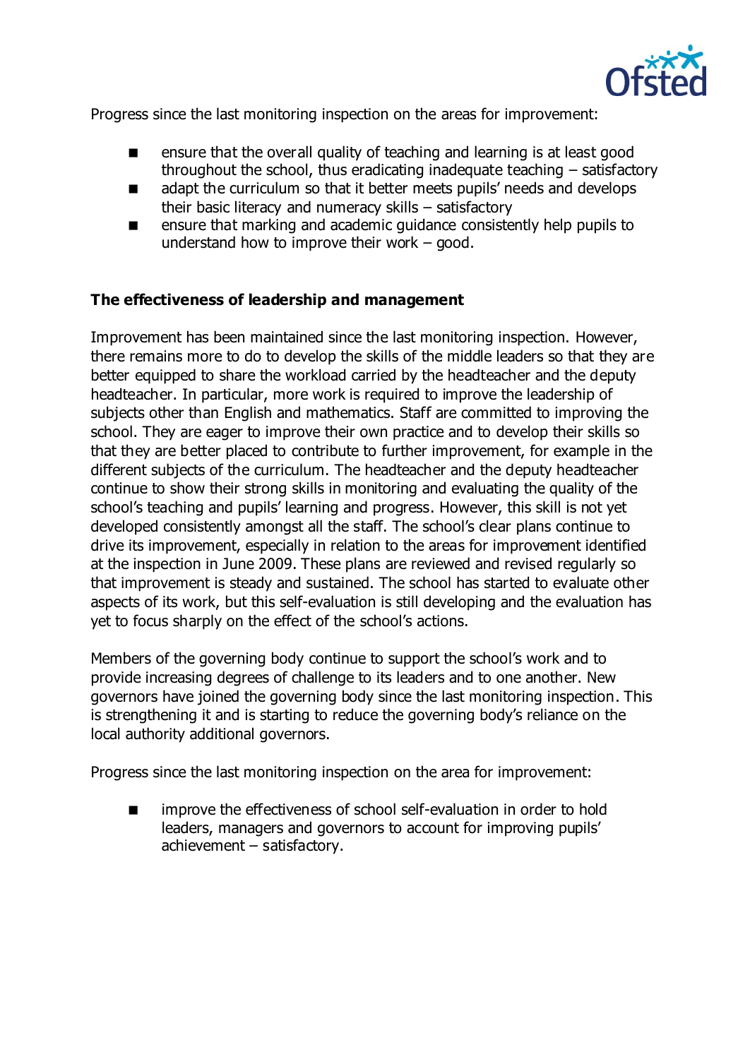Progress since the last monitoring inspection on the areas for improvement:

- ensure that the overall quality of teaching and learning is at least good throughout the school, thus eradicating inadequate teaching – satisfactory
- adapt the curriculum so that it better meets pupils' needs and develops their basic literacy and numeracy skills – satisfactory
- ensure that marking and academic guidance consistently help pupils to understand how to improve their work – good.

**The effectiveness of leadership and management**

Improvement has been maintained since the last monitoring inspection. However, there remains more to do to develop the skills of the middle leaders so that they are better equipped to share the workload carried by the headteacher and the deputy headteacher. In particular, more work is required to improve the leadership of subjects other than English and mathematics. Staff are committed to improving the school. They are eager to improve their own practice and to develop their skills so that they are better placed to contribute to further improvement, for example in the different subjects of the curriculum. The headteacher and the deputy headteacher continue to show their strong skills in monitoring and evaluating the quality of the school's teaching and pupils' learning and progress. However, this skill is not yet developed consistently amongst all the staff. The school's clear plans continue to drive its improvement, especially in relation to the areas for improvement identified at the inspection in June 2009. These plans are reviewed and revised regularly so that improvement is steady and sustained. The school has started to evaluate other aspects of its work, but this self-evaluation is still developing and the evaluation has yet to focus sharply on the effect of the school's actions.

Members of the governing body continue to support the school's work and to provide increasing degrees of challenge to its leaders and to one another. New governors have joined the governing body since the last monitoring inspection. This is strengthening it and is starting to reduce the governing body's reliance on the local authority additional governors.

Progress since the last monitoring inspection on the area for improvement:

- improve the effectiveness of school self-evaluation in order to hold leaders, managers and governors to account for improving pupils' achievement – satisfactory.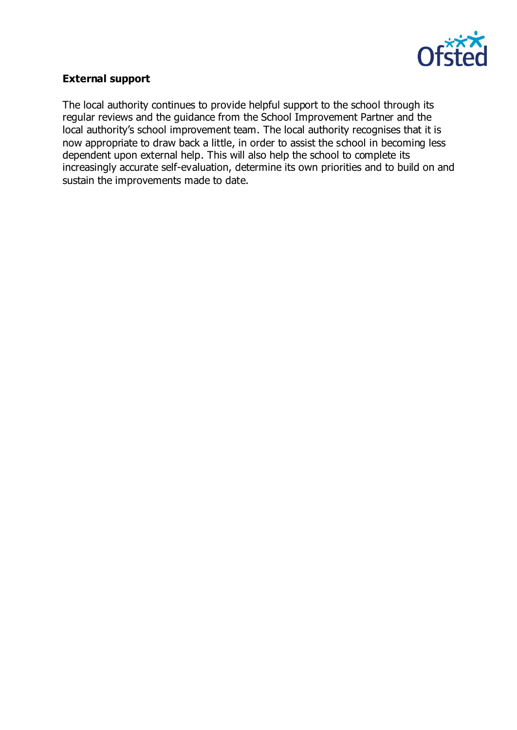**External support**

The local authority continues to provide helpful support to the school through its regular reviews and the guidance from the School Improvement Partner and the local authority's school improvement team. The local authority recognises that it is now appropriate to draw back a little, in order to assist the school in becoming less dependent upon external help. This will also help the school to complete its increasingly accurate self-evaluation, determine its own priorities and to build on and sustain the improvements made to date.